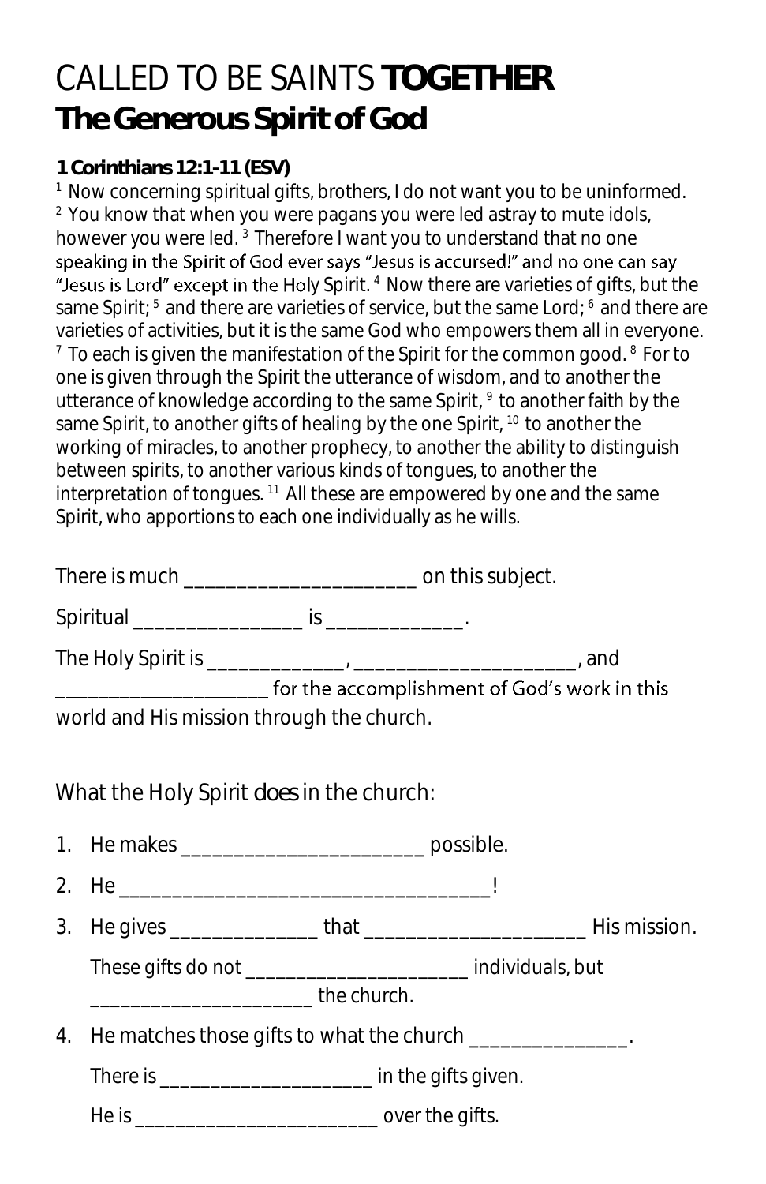# CALLED TO BE SAINTS **TOGETHER**

## The Generous Spirit of God

**1 Corinthians 12:1-11 (ESV)**

[1] Now concerning spiritual gifts, brothers, I do not want you to be uninformed. [2] You know that when you were pagans you were led astray to mute idols, however you were led. [3] Therefore I want you to understand that no one speaking in the Spirit of God ever says "Jesus is accursed!" and no one can say "Jesus is Lord" except in the Holy Spirit. [4] Now there are varieties of gifts, but the same Spirit; [5] and there are varieties of service, but the same Lord; [6] and there are varieties of activities, but it is the same God who empowers them all in everyone. [7] To each is given the manifestation of the Spirit for the common good. [8] For to one is given through the Spirit the utterance of wisdom, and to another the utterance of knowledge according to the same Spirit, [9] to another faith by the same Spirit, to another gifts of healing by the one Spirit, [10] to another the working of miracles, to another prophecy, to another the ability to distinguish between spirits, to another various kinds of tongues, to another the interpretation of tongues. [11] All these are empowered by one and the same Spirit, who apportions to each one individually as he wills.

There is much ______________________ on this subject.

Spiritual ________________ is _____________.

The Holy Spirit is _____________, _____________________, and _____________________ for the accomplishment of God's work in this world and His mission through the church.

What the Holy Spirit *does* in the church:

1. He makes _______________________ possible.
2. He ___________________________________!
3. He gives ______________ that _____________________ His mission.

   These gifts do not _____________________ individuals, but _____________________ the church.
4. He matches those gifts to what the church _______________.

   There is ____________________ in the gifts given.

   He is _______________________ over the gifts.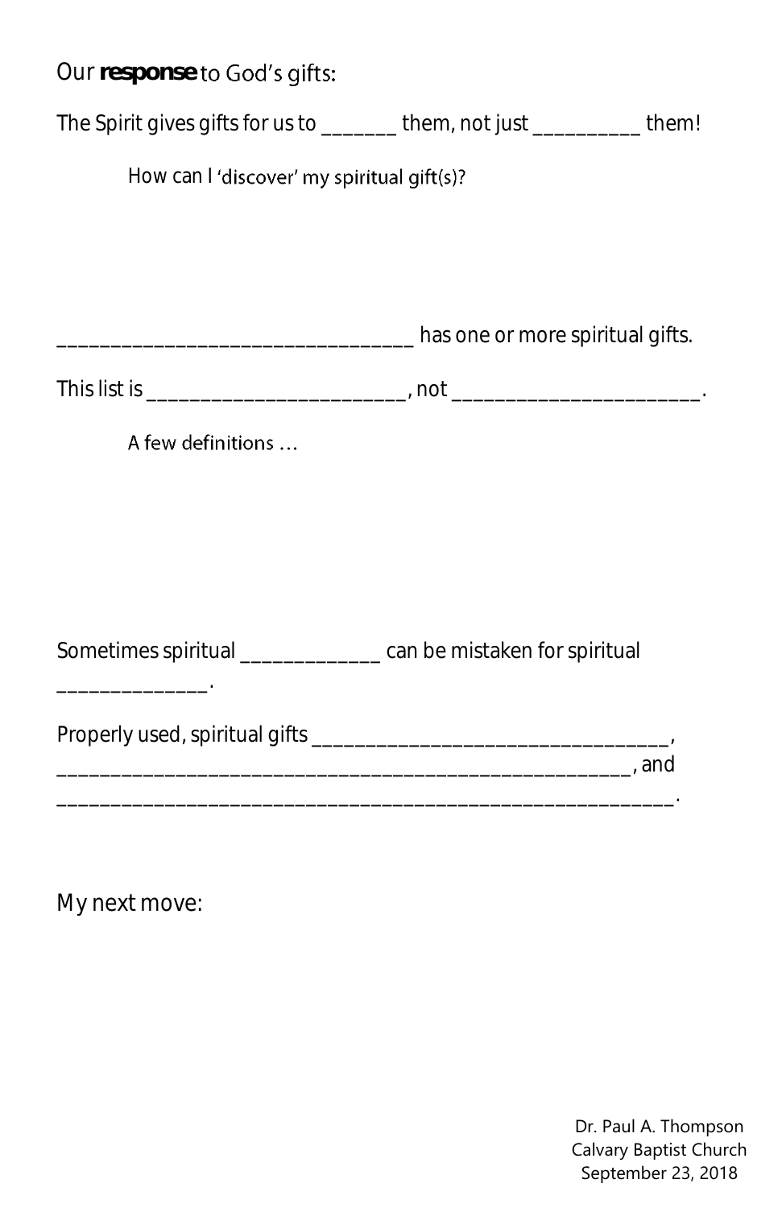Our **response** to God's gifts:

The Spirit gives gifts for us to _______ them, not just __________ them!

How can I 'discover' my spiritual gift(s)?

_________________________________ has one or more spiritual gifts.

This list is ________________________, not _______________________.

A few definitions …

Sometimes spiritual ______________ can be mistaken for spiritual ______________.

Properly used, spiritual gifts _________________________________, _______________________________________________________, and __________________________________________________________.

My next move:

Dr. Paul A. Thompson
Calvary Baptist Church
September 23, 2018